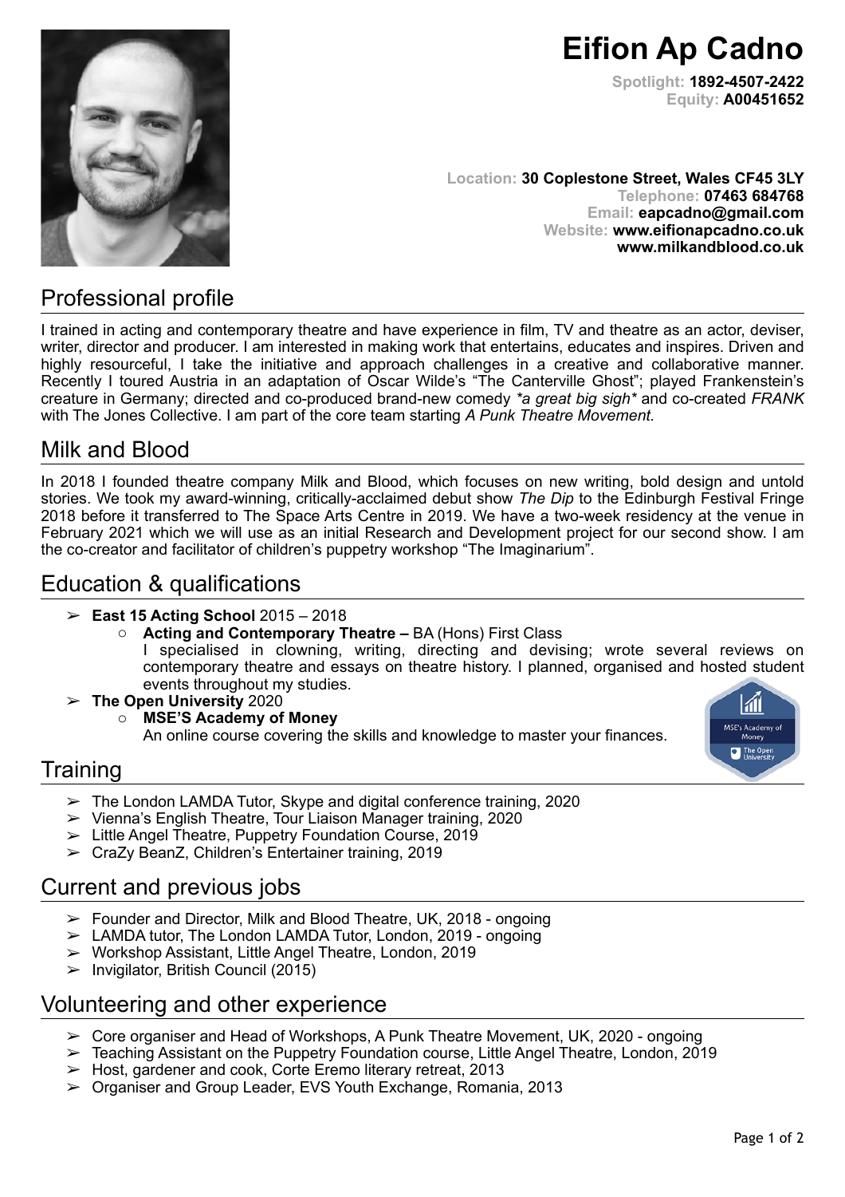# Eifion Ap Cadno

**Spotlight:** 1892-4507-2422
**Equity:** A00451652

**Location:** 30 Coplestone Street, Wales CF45 3LY
**Telephone:** 07463 684768
**Email:** eapcadno@gmail.com
**Website:** www.eifionapcadno.co.uk
www.milkandblood.co.uk

## Professional profile

I trained in acting and contemporary theatre and have experience in film, TV and theatre as an actor, deviser, writer, director and producer. I am interested in making work that entertains, educates and inspires. Driven and highly resourceful, I take the initiative and approach challenges in a creative and collaborative manner. Recently I toured Austria in an adaptation of Oscar Wilde's "The Canterville Ghost"; played Frankenstein's creature in Germany; directed and co-produced brand-new comedy *\*a great big sigh\** and co-created *FRANK* with The Jones Collective. I am part of the core team starting *A Punk Theatre Movement*.

## Milk and Blood

In 2018 I founded theatre company Milk and Blood, which focuses on new writing, bold design and untold stories. We took my award-winning, critically-acclaimed debut show *The Dip* to the Edinburgh Festival Fringe 2018 before it transferred to The Space Arts Centre in 2019. We have a two-week residency at the venue in February 2021 which we will use as an initial Research and Development project for our second show. I am the co-creator and facilitator of children's puppetry workshop "The Imaginarium".

## Education & qualifications

- **East 15 Acting School** 2015 – 2018
  - **Acting and Contemporary Theatre –** BA (Hons) First Class
    I specialised in clowning, writing, directing and devising; wrote several reviews on contemporary theatre and essays on theatre history. I planned, organised and hosted student events throughout my studies.
- **The Open University** 2020
  - **MSE'S Academy of Money**
    An online course covering the skills and knowledge to master your finances.

## Training

- The London LAMDA Tutor, Skype and digital conference training, 2020
- Vienna's English Theatre, Tour Liaison Manager training, 2020
- Little Angel Theatre, Puppetry Foundation Course, 2019
- CraZy BeanZ, Children's Entertainer training, 2019

## Current and previous jobs

- Founder and Director, Milk and Blood Theatre, UK, 2018 - ongoing
- LAMDA tutor, The London LAMDA Tutor, London, 2019 - ongoing
- Workshop Assistant, Little Angel Theatre, London, 2019
- Invigilator, British Council (2015)

## Volunteering and other experience

- Core organiser and Head of Workshops, A Punk Theatre Movement, UK, 2020 - ongoing
- Teaching Assistant on the Puppetry Foundation course, Little Angel Theatre, London, 2019
- Host, gardener and cook, Corte Eremo literary retreat, 2013
- Organiser and Group Leader, EVS Youth Exchange, Romania, 2013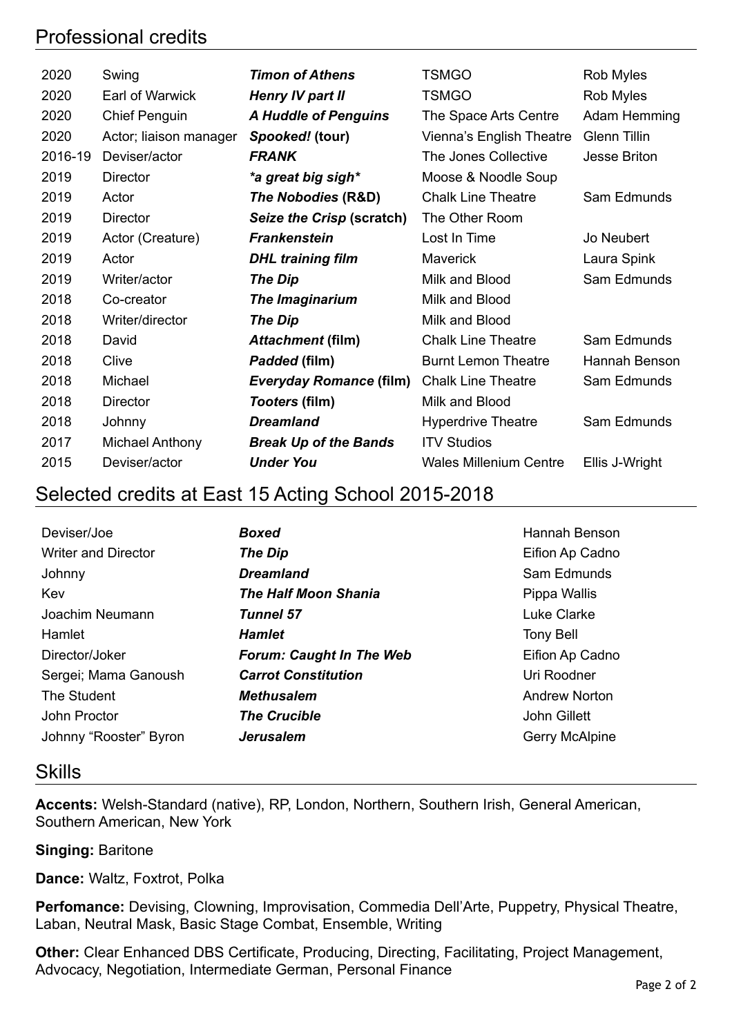## Professional credits

| | | | | |
|---|---|---|---|---|
| 2020 | Swing | ***Timon of Athens*** | TSMGO | Rob Myles |
| 2020 | Earl of Warwick | ***Henry IV part II*** | TSMGO | Rob Myles |
| 2020 | Chief Penguin | ***A Huddle of Penguins*** | The Space Arts Centre | Adam Hemming |
| 2020 | Actor; liaison manager | ***Spooked!* (tour)** | Vienna's English Theatre | Glenn Tillin |
| 2016-19 | Deviser/actor | ***FRANK*** | The Jones Collective | Jesse Briton |
| 2019 | Director | ***\*a great big sigh\**** | Moose & Noodle Soup | |
| 2019 | Actor | ***The Nobodies* (R&D)** | Chalk Line Theatre | Sam Edmunds |
| 2019 | Director | ***Seize the Crisp* (scratch)** | The Other Room | |
| 2019 | Actor (Creature) | ***Frankenstein*** | Lost In Time | Jo Neubert |
| 2019 | Actor | ***DHL training film*** | Maverick | Laura Spink |
| 2019 | Writer/actor | ***The Dip*** | Milk and Blood | Sam Edmunds |
| 2018 | Co-creator | ***The Imaginarium*** | Milk and Blood | |
| 2018 | Writer/director | ***The Dip*** | Milk and Blood | |
| 2018 | David | ***Attachment* (film)** | Chalk Line Theatre | Sam Edmunds |
| 2018 | Clive | ***Padded* (film)** | Burnt Lemon Theatre | Hannah Benson |
| 2018 | Michael | ***Everyday Romance* (film)** | Chalk Line Theatre | Sam Edmunds |
| 2018 | Director | ***Tooters* (film)** | Milk and Blood | |
| 2018 | Johnny | ***Dreamland*** | Hyperdrive Theatre | Sam Edmunds |
| 2017 | Michael Anthony | ***Break Up of the Bands*** | ITV Studios | |
| 2015 | Deviser/actor | ***Under You*** | Wales Millenium Centre | Ellis J-Wright |

## Selected credits at East 15 Acting School 2015-2018

| | | |
|---|---|---|
| Deviser/Joe | ***Boxed*** | Hannah Benson |
| Writer and Director | ***The Dip*** | Eifion Ap Cadno |
| Johnny | ***Dreamland*** | Sam Edmunds |
| Kev | ***The Half Moon Shania*** | Pippa Wallis |
| Joachim Neumann | ***Tunnel 57*** | Luke Clarke |
| Hamlet | ***Hamlet*** | Tony Bell |
| Director/Joker | ***Forum: Caught In The Web*** | Eifion Ap Cadno |
| Sergei; Mama Ganoush | ***Carrot Constitution*** | Uri Roodner |
| The Student | ***Methusalem*** | Andrew Norton |
| John Proctor | ***The Crucible*** | John Gillett |
| Johnny "Rooster" Byron | ***Jerusalem*** | Gerry McAlpine |

## Skills

**Accents:** Welsh-Standard (native), RP, London, Northern, Southern Irish, General American, Southern American, New York

**Singing:** Baritone

**Dance:** Waltz, Foxtrot, Polka

**Perfomance:** Devising, Clowning, Improvisation, Commedia Dell'Arte, Puppetry, Physical Theatre, Laban, Neutral Mask, Basic Stage Combat, Ensemble, Writing

**Other:** Clear Enhanced DBS Certificate, Producing, Directing, Facilitating, Project Management, Advocacy, Negotiation, Intermediate German, Personal Finance